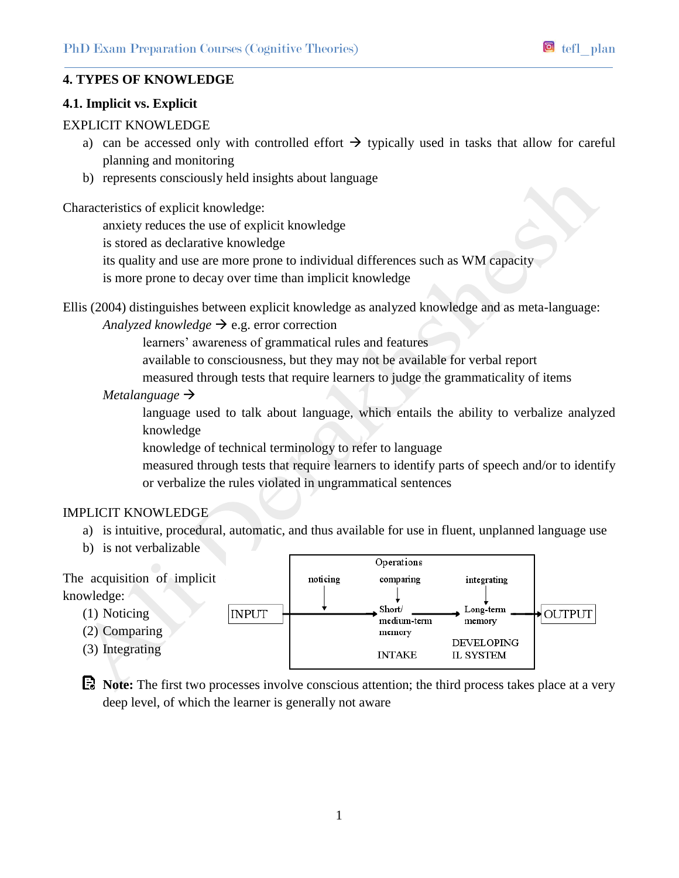## 4. TYPES OF KNOWLEDGE

### 4.1. Implicit vs. Explicit

EXPLICIT KNOWLEDGE

a) can be accessed only with controlled effort → typically used in tasks that allow for careful planning and monitoring
b) represents consciously held insights about language

Characteristics of explicit knowledge:

anxiety reduces the use of explicit knowledge
is stored as declarative knowledge
its quality and use are more prone to individual differences such as WM capacity
is more prone to decay over time than implicit knowledge

Ellis (2004) distinguishes between explicit knowledge as analyzed knowledge and as meta-language:

*Analyzed knowledge* → e.g. error correction

learners' awareness of grammatical rules and features
available to consciousness, but they may not be available for verbal report
measured through tests that require learners to judge the grammaticality of items

*Metalanguage* →

language used to talk about language, which entails the ability to verbalize analyzed knowledge
knowledge of technical terminology to refer to language
measured through tests that require learners to identify parts of speech and/or to identify or verbalize the rules violated in ungrammatical sentences

IMPLICIT KNOWLEDGE

a) is intuitive, procedural, automatic, and thus available for use in fluent, unplanned language use
b) is not verbalizable

The acquisition of implicit knowledge:

(1) Noticing
(2) Comparing
(3) Integrating

INPUT → [Operations: noticing → comparing → Short/medium-term memory (INTAKE) → integrating → Long-term memory (DEVELOPING IL SYSTEM)] → OUTPUT

**Note:** The first two processes involve conscious attention; the third process takes place at a very deep level, of which the learner is generally not aware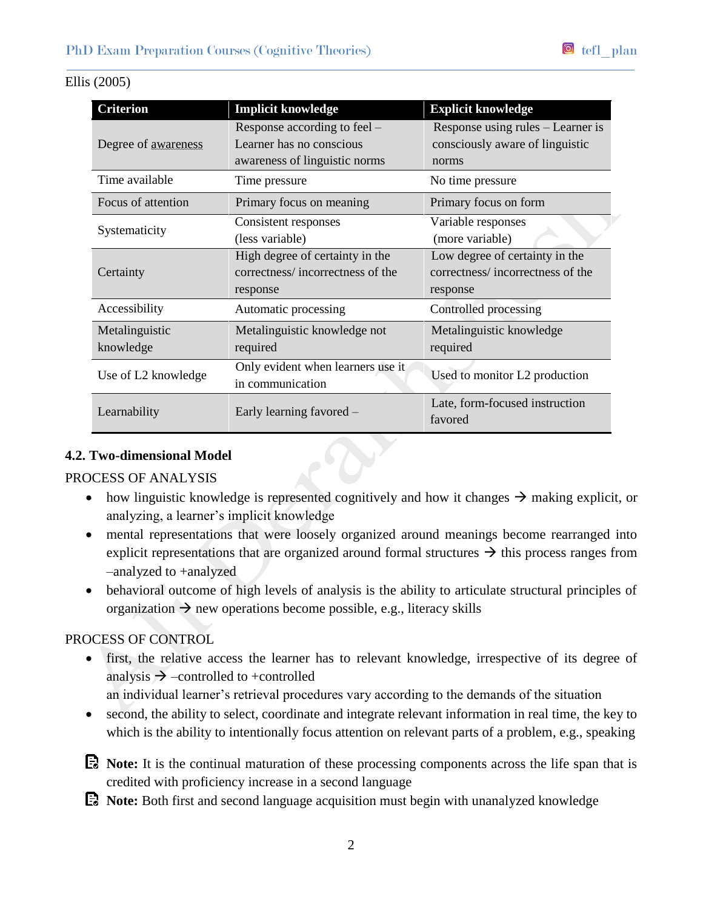Ellis (2005)

| Criterion | Implicit knowledge | Explicit knowledge |
|---|---|---|
| Degree of awareness | Response according to feel – Learner has no conscious awareness of linguistic norms | Response using rules – Learner is consciously aware of linguistic norms |
| Time available | Time pressure | No time pressure |
| Focus of attention | Primary focus on meaning | Primary focus on form |
| Systematicity | Consistent responses (less variable) | Variable responses (more variable) |
| Certainty | High degree of certainty in the correctness/ incorrectness of the response | Low degree of certainty in the correctness/ incorrectness of the response |
| Accessibility | Automatic processing | Controlled processing |
| Metalinguistic knowledge | Metalinguistic knowledge not required | Metalinguistic knowledge required |
| Use of L2 knowledge | Only evident when learners use it in communication | Used to monitor L2 production |
| Learnability | Early learning favored – | Late, form-focused instruction favored |

### 4.2. Two-dimensional Model

PROCESS OF ANALYSIS

- how linguistic knowledge is represented cognitively and how it changes → making explicit, or analyzing, a learner's implicit knowledge
- mental representations that were loosely organized around meanings become rearranged into explicit representations that are organized around formal structures → this process ranges from –analyzed to +analyzed
- behavioral outcome of high levels of analysis is the ability to articulate structural principles of organization → new operations become possible, e.g., literacy skills

PROCESS OF CONTROL

- first, the relative access the learner has to relevant knowledge, irrespective of its degree of analysis → –controlled to +controlled
  an individual learner's retrieval procedures vary according to the demands of the situation
- second, the ability to select, coordinate and integrate relevant information in real time, the key to which is the ability to intentionally focus attention on relevant parts of a problem, e.g., speaking

**Note:** It is the continual maturation of these processing components across the life span that is credited with proficiency increase in a second language

**Note:** Both first and second language acquisition must begin with unanalyzed knowledge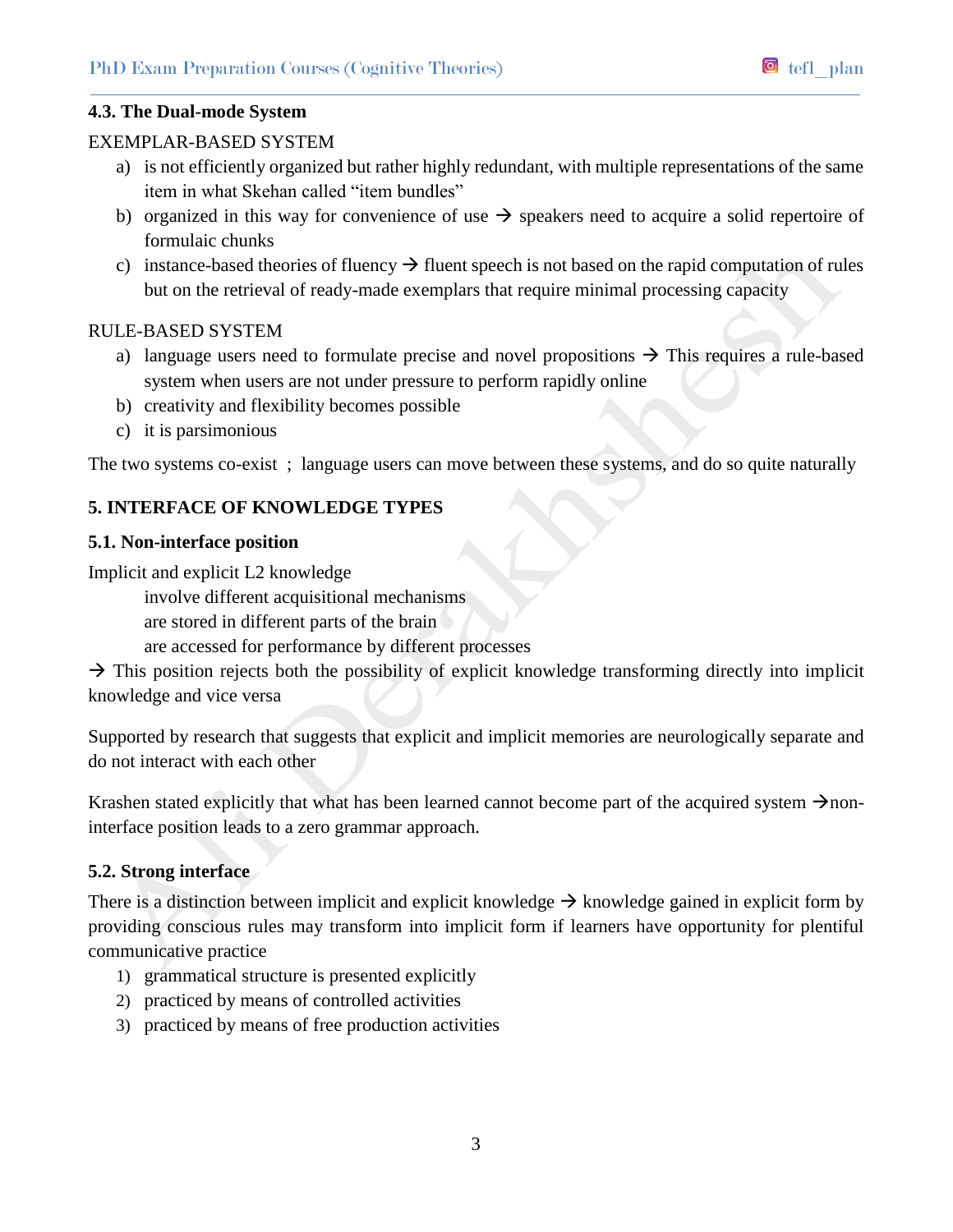### 4.3. The Dual-mode System

EXEMPLAR-BASED SYSTEM

a) is not efficiently organized but rather highly redundant, with multiple representations of the same item in what Skehan called "item bundles"
b) organized in this way for convenience of use → speakers need to acquire a solid repertoire of formulaic chunks
c) instance-based theories of fluency → fluent speech is not based on the rapid computation of rules but on the retrieval of ready-made exemplars that require minimal processing capacity

RULE-BASED SYSTEM

a) language users need to formulate precise and novel propositions → This requires a rule-based system when users are not under pressure to perform rapidly online
b) creativity and flexibility becomes possible
c) it is parsimonious

The two systems co-exist ; language users can move between these systems, and do so quite naturally

## 5. INTERFACE OF KNOWLEDGE TYPES

### 5.1. Non-interface position

Implicit and explicit L2 knowledge

involve different acquisitional mechanisms
are stored in different parts of the brain
are accessed for performance by different processes

→ This position rejects both the possibility of explicit knowledge transforming directly into implicit knowledge and vice versa

Supported by research that suggests that explicit and implicit memories are neurologically separate and do not interact with each other

Krashen stated explicitly that what has been learned cannot become part of the acquired system →non-interface position leads to a zero grammar approach.

### 5.2. Strong interface

There is a distinction between implicit and explicit knowledge → knowledge gained in explicit form by providing conscious rules may transform into implicit form if learners have opportunity for plentiful communicative practice

1) grammatical structure is presented explicitly
2) practiced by means of controlled activities
3) practiced by means of free production activities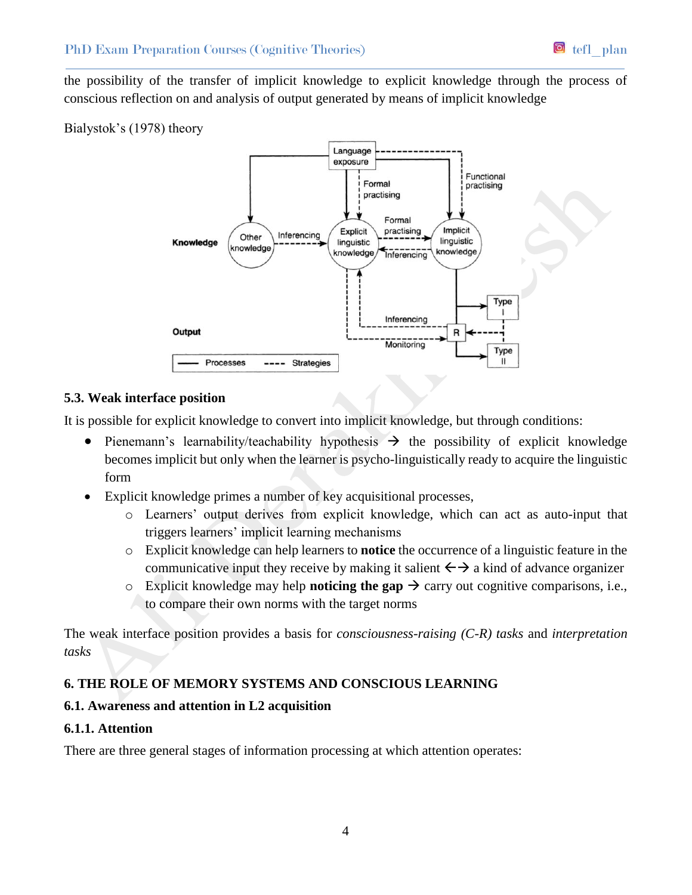the possibility of the transfer of implicit knowledge to explicit knowledge through the process of conscious reflection on and analysis of output generated by means of implicit knowledge

Bialystok's (1978) theory

### 5.3. Weak interface position

It is possible for explicit knowledge to convert into implicit knowledge, but through conditions:

- Pienemann's learnability/teachability hypothesis → the possibility of explicit knowledge becomes implicit but only when the learner is psycho-linguistically ready to acquire the linguistic form
- Explicit knowledge primes a number of key acquisitional processes,
    - Learners' output derives from explicit knowledge, which can act as auto-input that triggers learners' implicit learning mechanisms
    - Explicit knowledge can help learners to **notice** the occurrence of a linguistic feature in the communicative input they receive by making it salient ←→ a kind of advance organizer
    - Explicit knowledge may help **noticing the gap** → carry out cognitive comparisons, i.e., to compare their own norms with the target norms

The weak interface position provides a basis for *consciousness-raising (C-R) tasks* and *interpretation tasks*

## 6. THE ROLE OF MEMORY SYSTEMS AND CONSCIOUS LEARNING

### 6.1. Awareness and attention in L2 acquisition

#### 6.1.1. Attention

There are three general stages of information processing at which attention operates: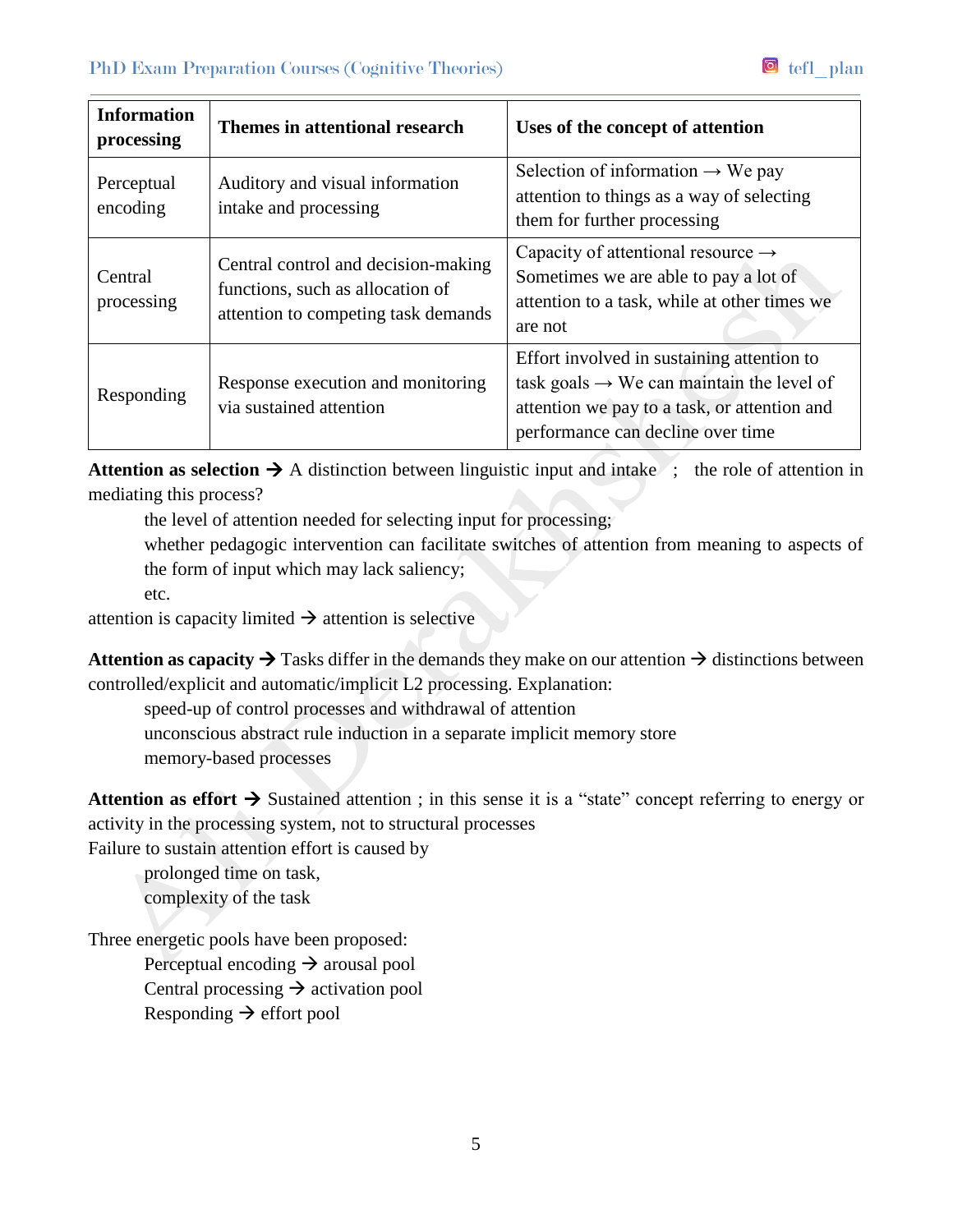| Information processing | Themes in attentional research | Uses of the concept of attention |
|---|---|---|
| Perceptual encoding | Auditory and visual information intake and processing | Selection of information → We pay attention to things as a way of selecting them for further processing |
| Central processing | Central control and decision-making functions, such as allocation of attention to competing task demands | Capacity of attentional resource → Sometimes we are able to pay a lot of attention to a task, while at other times we are not |
| Responding | Response execution and monitoring via sustained attention | Effort involved in sustaining attention to task goals → We can maintain the level of attention we pay to a task, or attention and performance can decline over time |

**Attention as selection →** A distinction between linguistic input and intake ; the role of attention in mediating this process?

- the level of attention needed for selecting input for processing;
- whether pedagogic intervention can facilitate switches of attention from meaning to aspects of the form of input which may lack saliency;
- etc.

attention is capacity limited → attention is selective

**Attention as capacity →** Tasks differ in the demands they make on our attention → distinctions between controlled/explicit and automatic/implicit L2 processing. Explanation:

- speed-up of control processes and withdrawal of attention
- unconscious abstract rule induction in a separate implicit memory store
- memory-based processes

**Attention as effort →** Sustained attention ; in this sense it is a "state" concept referring to energy or activity in the processing system, not to structural processes

Failure to sustain attention effort is caused by

- prolonged time on task,
- complexity of the task

Three energetic pools have been proposed:

- Perceptual encoding → arousal pool
- Central processing → activation pool
- Responding → effort pool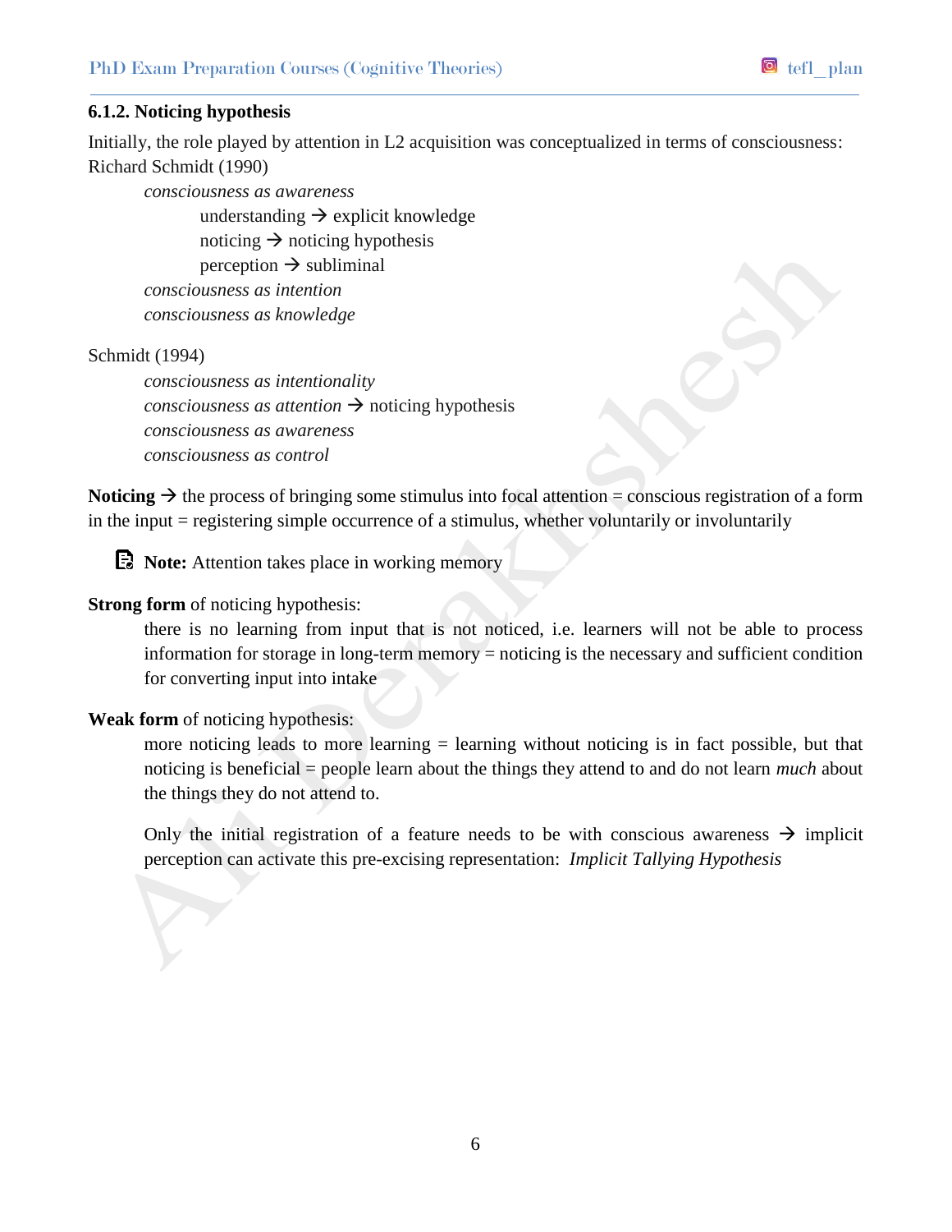### 6.1.2. Noticing hypothesis

Initially, the role played by attention in L2 acquisition was conceptualized in terms of consciousness: Richard Schmidt (1990)

*consciousness as awareness*

understanding → explicit knowledge

noticing → noticing hypothesis

perception → subliminal

*consciousness as intention*

*consciousness as knowledge*

Schmidt (1994)

*consciousness as intentionality*

*consciousness as attention* → noticing hypothesis

*consciousness as awareness*

*consciousness as control*

**Noticing** → the process of bringing some stimulus into focal attention = conscious registration of a form in the input = registering simple occurrence of a stimulus, whether voluntarily or involuntarily

**Note:** Attention takes place in working memory

**Strong form** of noticing hypothesis:

there is no learning from input that is not noticed, i.e. learners will not be able to process information for storage in long-term memory = noticing is the necessary and sufficient condition for converting input into intake

**Weak form** of noticing hypothesis:

more noticing leads to more learning = learning without noticing is in fact possible, but that noticing is beneficial = people learn about the things they attend to and do not learn *much* about the things they do not attend to.

Only the initial registration of a feature needs to be with conscious awareness → implicit perception can activate this pre-excising representation: *Implicit Tallying Hypothesis*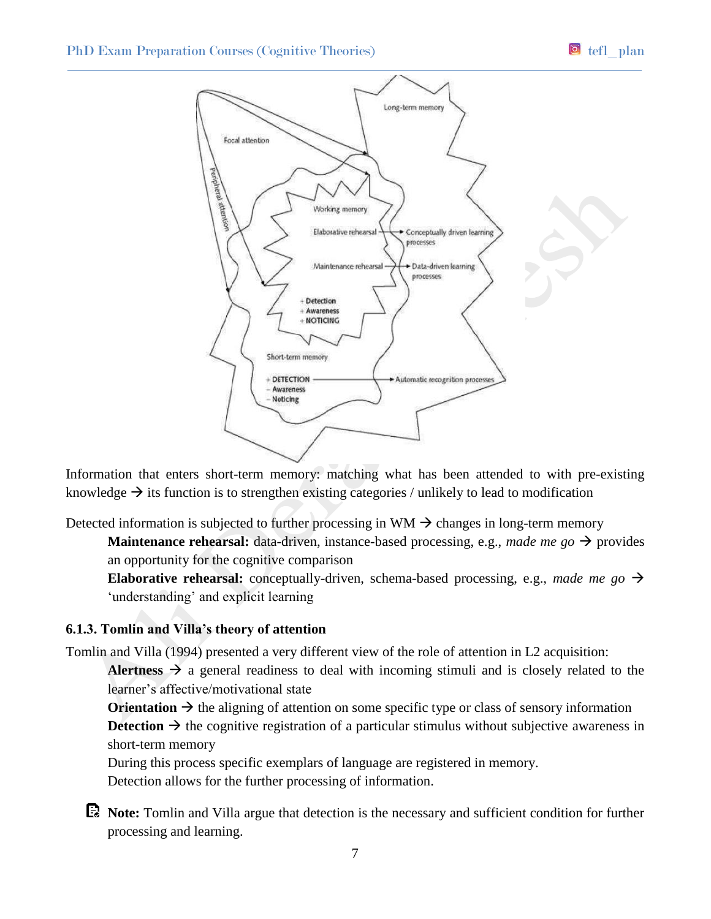Information that enters short-term memory: matching what has been attended to with pre-existing knowledge → its function is to strengthen existing categories / unlikely to lead to modification

Detected information is subjected to further processing in WM → changes in long-term memory

**Maintenance rehearsal:** data-driven, instance-based processing, e.g., *made me go* → provides an opportunity for the cognitive comparison

**Elaborative rehearsal:** conceptually-driven, schema-based processing, e.g., *made me go* → 'understanding' and explicit learning

### 6.1.3. Tomlin and Villa's theory of attention

Tomlin and Villa (1994) presented a very different view of the role of attention in L2 acquisition:

**Alertness** → a general readiness to deal with incoming stimuli and is closely related to the learner's affective/motivational state

**Orientation** → the aligning of attention on some specific type or class of sensory information

**Detection** → the cognitive registration of a particular stimulus without subjective awareness in short-term memory

During this process specific exemplars of language are registered in memory.

Detection allows for the further processing of information.

**Note:** Tomlin and Villa argue that detection is the necessary and sufficient condition for further processing and learning.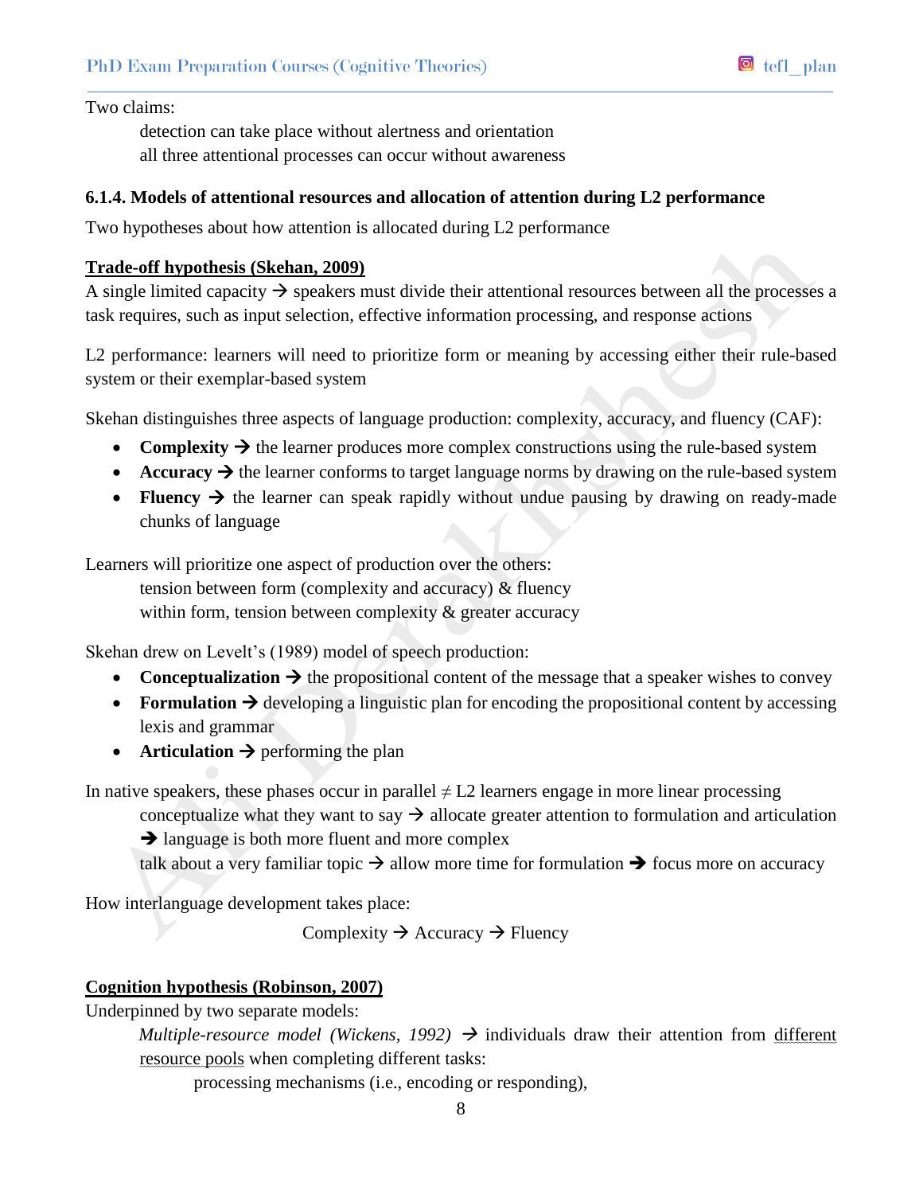Two claims:

detection can take place without alertness and orientation

all three attentional processes can occur without awareness

### 6.1.4. Models of attentional resources and allocation of attention during L2 performance

Two hypotheses about how attention is allocated during L2 performance

**Trade-off hypothesis (Skehan, 2009)**

A single limited capacity → speakers must divide their attentional resources between all the processes a task requires, such as input selection, effective information processing, and response actions

L2 performance: learners will need to prioritize form or meaning by accessing either their rule-based system or their exemplar-based system

Skehan distinguishes three aspects of language production: complexity, accuracy, and fluency (CAF):

- **Complexity** → the learner produces more complex constructions using the rule-based system
- **Accuracy** → the learner conforms to target language norms by drawing on the rule-based system
- **Fluency** → the learner can speak rapidly without undue pausing by drawing on ready-made chunks of language

Learners will prioritize one aspect of production over the others:

tension between form (complexity and accuracy) & fluency

within form, tension between complexity & greater accuracy

Skehan drew on Levelt's (1989) model of speech production:

- **Conceptualization** → the propositional content of the message that a speaker wishes to convey
- **Formulation** → developing a linguistic plan for encoding the propositional content by accessing lexis and grammar
- **Articulation** → performing the plan

In native speakers, these phases occur in parallel ≠ L2 learners engage in more linear processing

conceptualize what they want to say → allocate greater attention to formulation and articulation → language is both more fluent and more complex

talk about a very familiar topic → allow more time for formulation → focus more on accuracy

How interlanguage development takes place:

Complexity → Accuracy → Fluency

**Cognition hypothesis (Robinson, 2007)**

Underpinned by two separate models:

*Multiple-resource model (Wickens, 1992)* → individuals draw their attention from different resource pools when completing different tasks:

processing mechanisms (i.e., encoding or responding),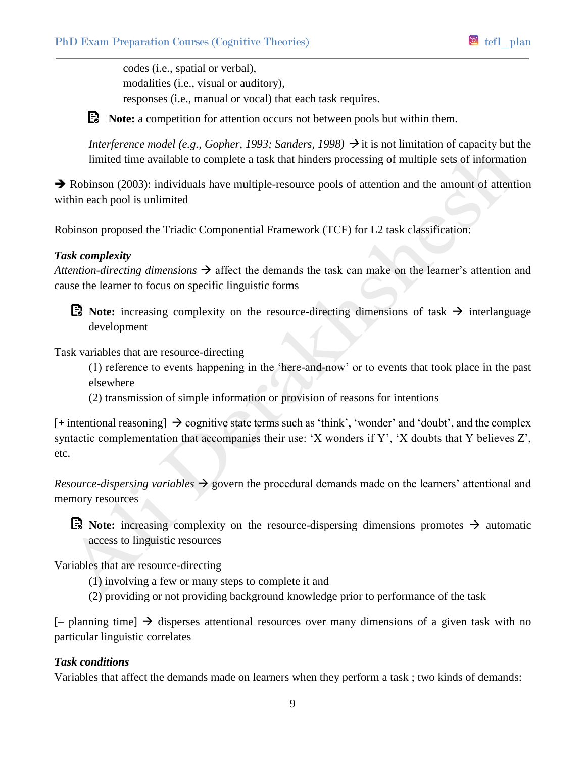codes (i.e., spatial or verbal),
modalities (i.e., visual or auditory),
responses (i.e., manual or vocal) that each task requires.

> **Note:** a competition for attention occurs not between pools but within them.

*Interference model (e.g., Gopher, 1993; Sanders, 1998)* → it is not limitation of capacity but the limited time available to complete a task that hinders processing of multiple sets of information

➔ Robinson (2003): individuals have multiple-resource pools of attention and the amount of attention within each pool is unlimited

Robinson proposed the Triadic Componential Framework (TCF) for L2 task classification:

***Task complexity***

*Attention-directing dimensions* → affect the demands the task can make on the learner's attention and cause the learner to focus on specific linguistic forms

> **Note:** increasing complexity on the resource-directing dimensions of task → interlanguage development

Task variables that are resource-directing

(1) reference to events happening in the 'here-and-now' or to events that took place in the past elsewhere

(2) transmission of simple information or provision of reasons for intentions

[+ intentional reasoning] → cognitive state terms such as 'think', 'wonder' and 'doubt', and the complex syntactic complementation that accompanies their use: 'X wonders if Y', 'X doubts that Y believes Z', etc.

*Resource-dispersing variables* → govern the procedural demands made on the learners' attentional and memory resources

> **Note:** increasing complexity on the resource-dispersing dimensions promotes → automatic access to linguistic resources

Variables that are resource-directing

(1) involving a few or many steps to complete it and

(2) providing or not providing background knowledge prior to performance of the task

[– planning time] → disperses attentional resources over many dimensions of a given task with no particular linguistic correlates

***Task conditions***

Variables that affect the demands made on learners when they perform a task ; two kinds of demands: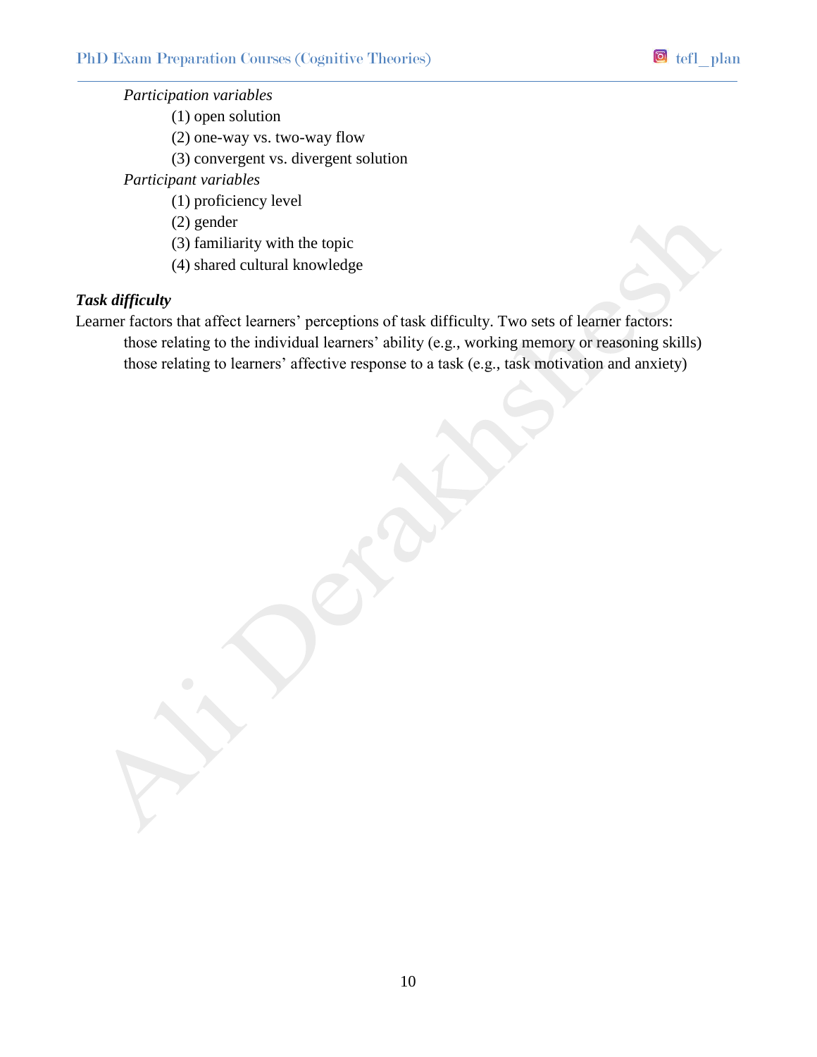*Participation variables*

(1) open solution
(2) one-way vs. two-way flow
(3) convergent vs. divergent solution

*Participant variables*

(1) proficiency level
(2) gender
(3) familiarity with the topic
(4) shared cultural knowledge

***Task difficulty***

Learner factors that affect learners' perceptions of task difficulty. Two sets of learner factors:

those relating to the individual learners' ability (e.g., working memory or reasoning skills)
those relating to learners' affective response to a task (e.g., task motivation and anxiety)